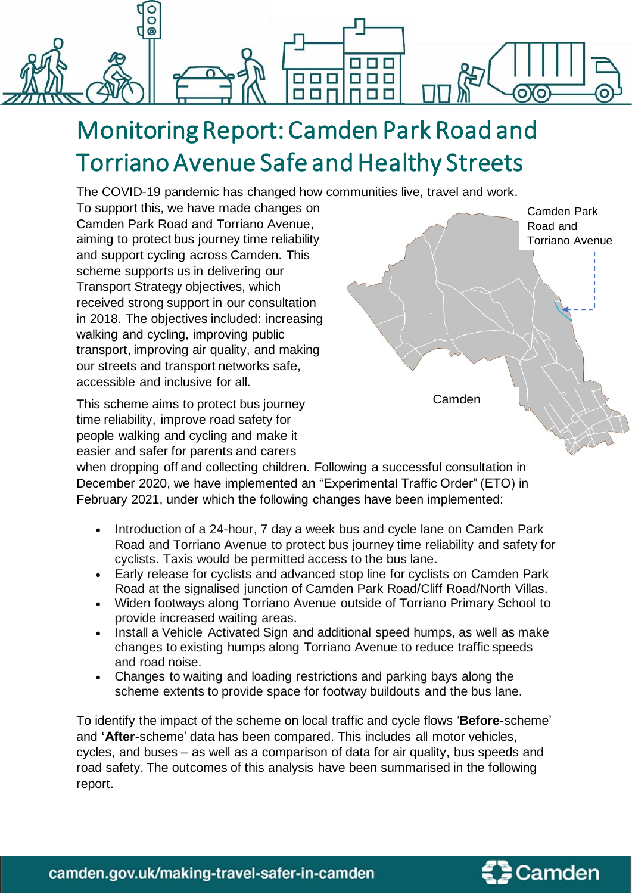# Monitoring Report: Camden Park Road and Torriano Avenue Safe and Healthy Streets

The COVID-19 pandemic has changed how communities live, travel and work. To support this, we have made changes on Camden Park Road and Torriano Avenue, aiming to protect bus journey time reliability and support cycling across Camden. This scheme supports us in delivering our Transport Strategy objectives, which received strong support in our consultation in 2018. The objectives included: increasing walking and cycling, improving public transport, improving air quality, and making our streets and transport networks safe, accessible and inclusive for all.

Camden Park Road and Torriano Avenue

Camden

This scheme aims to protect bus journey time reliability, improve road safety for people walking and cycling and make it easier and safer for parents and carers when dropping off and collecting children. Following a successful consultation in December 2020, we have implemented an "Experimental Traffic Order" (ETO) in February 2021, under which the following changes have been implemented:

- Introduction of a 24-hour, 7 day a week bus and cycle lane on Camden Park Road and Torriano Avenue to protect bus journey time reliability and safety for cyclists. Taxis would be permitted access to the bus lane.
- Early release for cyclists and advanced stop line for cyclists on Camden Park Road at the signalised junction of Camden Park Road/Cliff Road/North Villas.
- Widen footways along Torriano Avenue outside of Torriano Primary School to provide increased waiting areas.
- Install a Vehicle Activated Sign and additional speed humps, as well as make changes to existing humps along Torriano Avenue to reduce traffic speeds and road noise.
- Changes to waiting and loading restrictions and parking bays along the scheme extents to provide space for footway buildouts and the bus lane.

To identify the impact of the scheme on local traffic and cycle flows '**Before**-scheme' and '**After**-scheme' data has been compared. This includes all motor vehicles, cycles, and buses – as well as a comparison of data for air quality, bus speeds and road safety. The outcomes of this analysis have been summarised in the following report.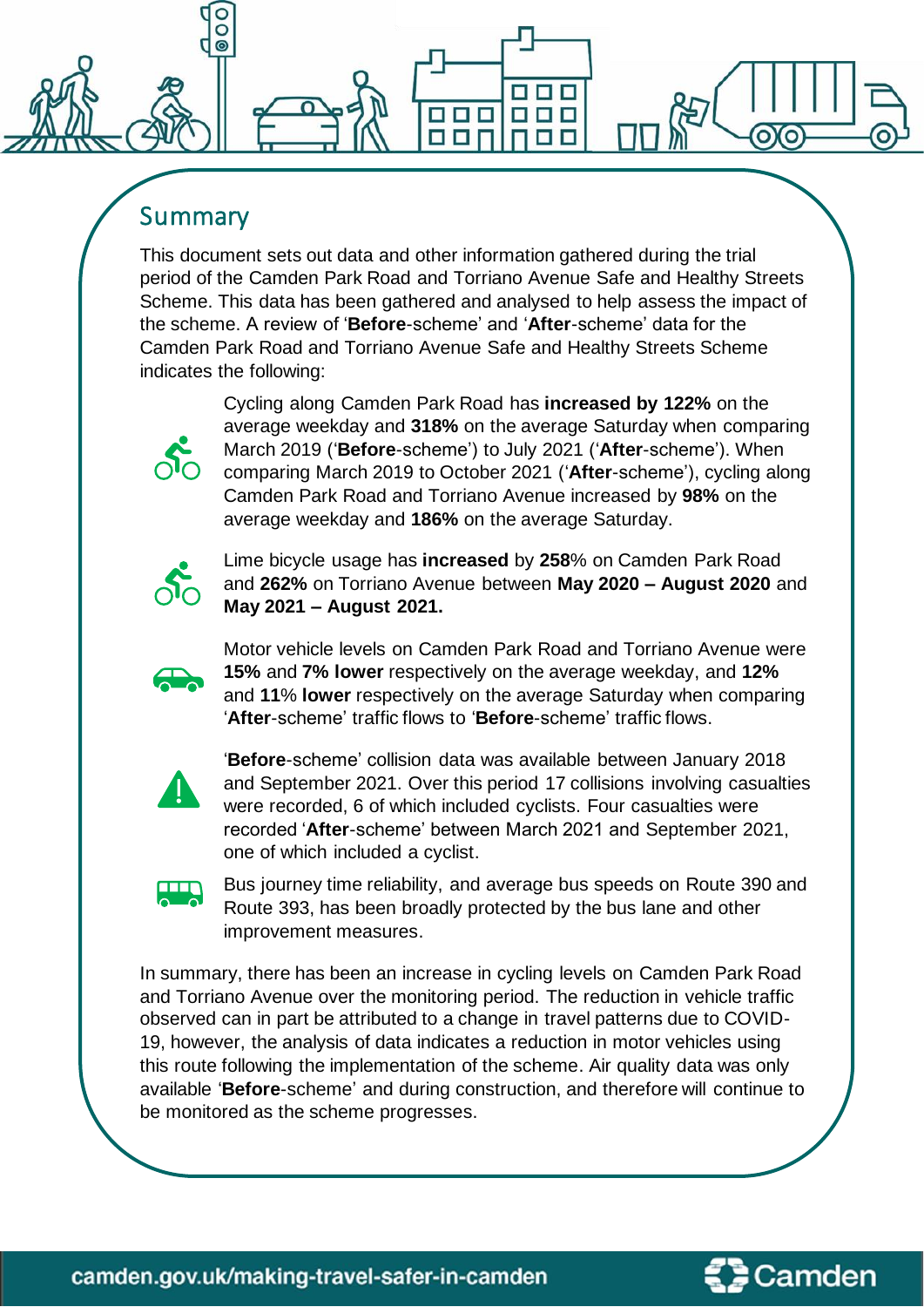## Summary

This document sets out data and other information gathered during the trial period of the Camden Park Road and Torriano Avenue Safe and Healthy Streets Scheme. This data has been gathered and analysed to help assess the impact of the scheme. A review of '**Before**-scheme' and '**After**-scheme' data for the Camden Park Road and Torriano Avenue Safe and Healthy Streets Scheme indicates the following:

- Cycling along Camden Park Road has **increased by 122%** on the average weekday and **318%** on the average Saturday when comparing March 2019 ('**Before**-scheme') to July 2021 ('**After**-scheme'). When comparing March 2019 to October 2021 ('**After**-scheme'), cycling along Camden Park Road and Torriano Avenue increased by **98%** on the average weekday and **186%** on the average Saturday.

- Lime bicycle usage has **increased** by **258**% on Camden Park Road and **262%** on Torriano Avenue between **May 2020 – August 2020** and **May 2021 – August 2021.**

- Motor vehicle levels on Camden Park Road and Torriano Avenue were **15%** and **7% lower** respectively on the average weekday, and **12%** and **11**% **lower** respectively on the average Saturday when comparing '**After**-scheme' traffic flows to '**Before**-scheme' traffic flows.

- '**Before**-scheme' collision data was available between January 2018 and September 2021. Over this period 17 collisions involving casualties were recorded, 6 of which included cyclists. Four casualties were recorded '**After**-scheme' between March 2021 and September 2021, one of which included a cyclist.

- Bus journey time reliability, and average bus speeds on Route 390 and Route 393, has been broadly protected by the bus lane and other improvement measures.

In summary, there has been an increase in cycling levels on Camden Park Road and Torriano Avenue over the monitoring period. The reduction in vehicle traffic observed can in part be attributed to a change in travel patterns due to COVID-19, however, the analysis of data indicates a reduction in motor vehicles using this route following the implementation of the scheme. Air quality data was only available '**Before**-scheme' and during construction, and therefore will continue to be monitored as the scheme progresses.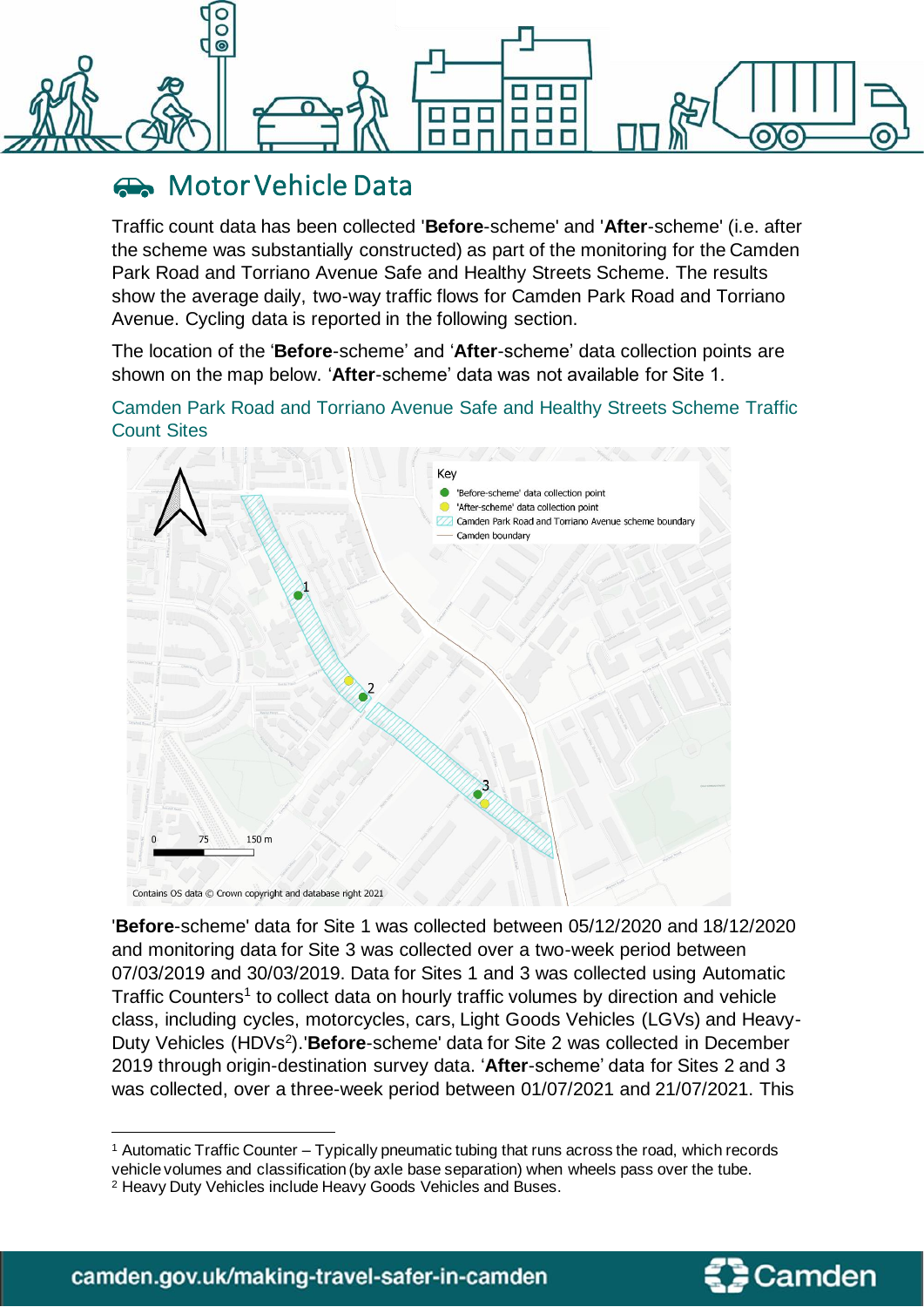## Motor Vehicle Data

Traffic count data has been collected '**Before**-scheme' and '**After**-scheme' (i.e. after the scheme was substantially constructed) as part of the monitoring for the Camden Park Road and Torriano Avenue Safe and Healthy Streets Scheme. The results show the average daily, two-way traffic flows for Camden Park Road and Torriano Avenue. Cycling data is reported in the following section.

The location of the '**Before**-scheme' and '**After**-scheme' data collection points are shown on the map below. '**After**-scheme' data was not available for Site 1.

Camden Park Road and Torriano Avenue Safe and Healthy Streets Scheme Traffic Count Sites

'**Before**-scheme' data for Site 1 was collected between 05/12/2020 and 18/12/2020 and monitoring data for Site 3 was collected over a two-week period between 07/03/2019 and 30/03/2019. Data for Sites 1 and 3 was collected using Automatic Traffic Counters[1] to collect data on hourly traffic volumes by direction and vehicle class, including cycles, motorcycles, cars, Light Goods Vehicles (LGVs) and Heavy-Duty Vehicles (HDVs[2]).'**Before**-scheme' data for Site 2 was collected in December 2019 through origin-destination survey data. '**After**-scheme' data for Sites 2 and 3 was collected, over a three-week period between 01/07/2021 and 21/07/2021. This

[1] Automatic Traffic Counter – Typically pneumatic tubing that runs across the road, which records vehicle volumes and classification (by axle base separation) when wheels pass over the tube.

[2] Heavy Duty Vehicles include Heavy Goods Vehicles and Buses.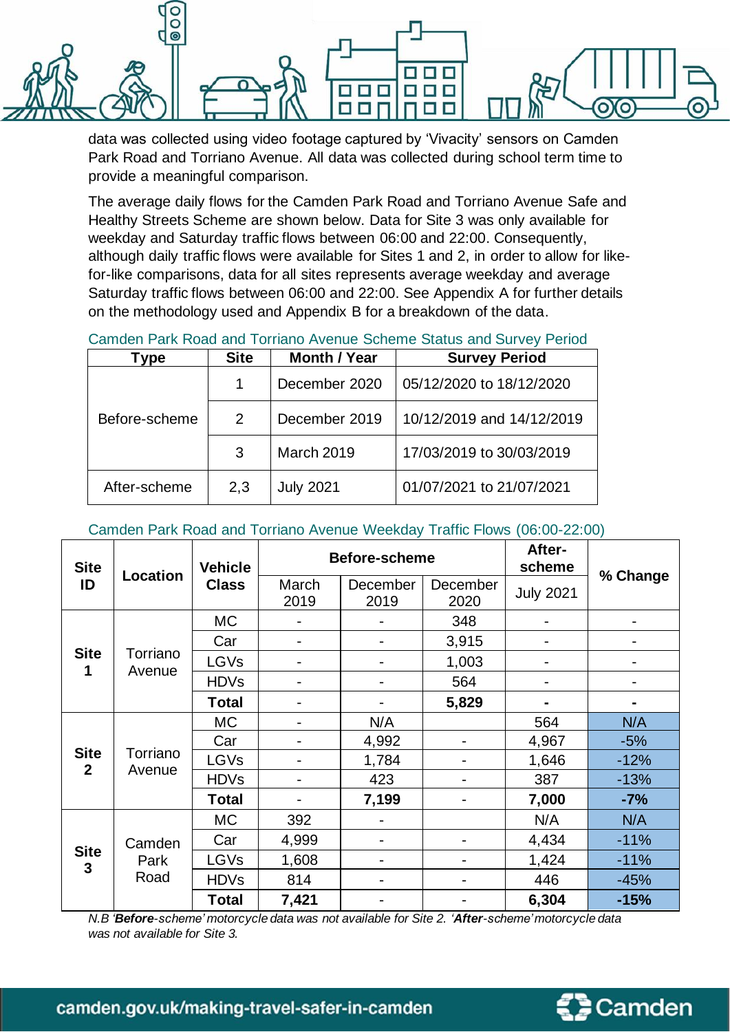data was collected using video footage captured by 'Vivacity' sensors on Camden Park Road and Torriano Avenue. All data was collected during school term time to provide a meaningful comparison.

The average daily flows for the Camden Park Road and Torriano Avenue Safe and Healthy Streets Scheme are shown below. Data for Site 3 was only available for weekday and Saturday traffic flows between 06:00 and 22:00. Consequently, although daily traffic flows were available for Sites 1 and 2, in order to allow for like-for-like comparisons, data for all sites represents average weekday and average Saturday traffic flows between 06:00 and 22:00. See Appendix A for further details on the methodology used and Appendix B for a breakdown of the data.

Camden Park Road and Torriano Avenue Scheme Status and Survey Period

| Type | Site | Month / Year | Survey Period |
|---|---|---|---|
| Before-scheme | 1 | December 2020 | 05/12/2020 to 18/12/2020 |
| | 2 | December 2019 | 10/12/2019 and 14/12/2019 |
| | 3 | March 2019 | 17/03/2019 to 30/03/2019 |
| After-scheme | 2,3 | July 2021 | 01/07/2021 to 21/07/2021 |

Camden Park Road and Torriano Avenue Weekday Traffic Flows (06:00-22:00)

| Site ID | Location | Vehicle Class | Before-scheme | | | After-scheme | % Change |
|---|---|---|---|---|---|---|---|
| | | | March 2019 | December 2019 | December 2020 | July 2021 | |
| Site 1 | Torriano Avenue | MC | - | - | 348 | - | - |
| | | Car | - | - | 3,915 | - | - |
| | | LGVs | - | - | 1,003 | - | - |
| | | HDVs | - | - | 564 | - | - |
| | | **Total** | - | - | **5,829** | **-** | **-** |
| Site 2 | Torriano Avenue | MC | - | N/A | | 564 | N/A |
| | | Car | - | 4,992 | - | 4,967 | -5% |
| | | LGVs | - | 1,784 | - | 1,646 | -12% |
| | | HDVs | - | 423 | - | 387 | -13% |
| | | **Total** | - | **7,199** | - | **7,000** | **-7%** |
| Site 3 | Camden Park Road | MC | 392 | - | | N/A | N/A |
| | | Car | 4,999 | - | - | 4,434 | -11% |
| | | LGVs | 1,608 | - | - | 1,424 | -11% |
| | | HDVs | 814 | - | - | 446 | -45% |
| | | **Total** | **7,421** | - | - | **6,304** | **-15%** |

*N.B '**Before**-scheme' motorcycle data was not available for Site 2. '**After**-scheme' motorcycle data was not available for Site 3.*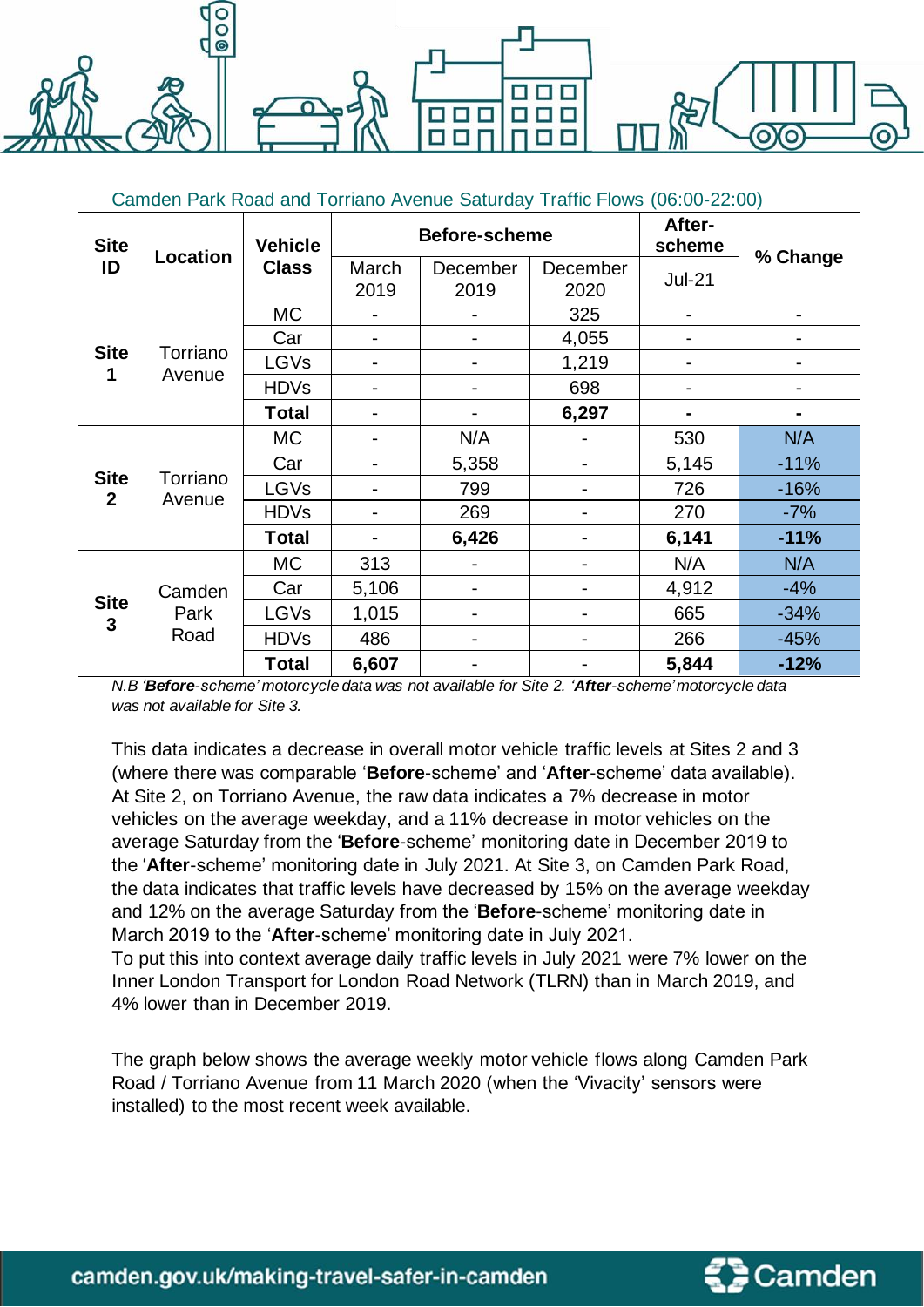Camden Park Road and Torriano Avenue Saturday Traffic Flows (06:00-22:00)

| Site ID | Location | Vehicle Class | Before-scheme | | | After-scheme | % Change |
|---|---|---|---|---|---|---|---|
| | | | March 2019 | December 2019 | December 2020 | Jul-21 | |
| Site 1 | Torriano Avenue | MC | - | - | 325 | - | - |
| | | Car | - | - | 4,055 | - | - |
| | | LGVs | - | - | 1,219 | - | - |
| | | HDVs | - | - | 698 | - | - |
| | | **Total** | - | - | **6,297** | **-** | **-** |
| Site 2 | Torriano Avenue | MC | - | N/A | - | 530 | N/A |
| | | Car | - | 5,358 | - | 5,145 | -11% |
| | | LGVs | - | 799 | - | 726 | -16% |
| | | HDVs | - | 269 | - | 270 | -7% |
| | | **Total** | - | **6,426** | - | **6,141** | **-11%** |
| Site 3 | Camden Park Road | MC | 313 | - | - | N/A | N/A |
| | | Car | 5,106 | - | - | 4,912 | -4% |
| | | LGVs | 1,015 | - | - | 665 | -34% |
| | | HDVs | 486 | - | - | 266 | -45% |
| | | **Total** | **6,607** | - | - | **5,844** | **-12%** |

*N.B '**Before**-scheme' motorcycle data was not available for Site 2. '**After**-scheme' motorcycle data was not available for Site 3.*

This data indicates a decrease in overall motor vehicle traffic levels at Sites 2 and 3 (where there was comparable '**Before**-scheme' and '**After**-scheme' data available). At Site 2, on Torriano Avenue, the raw data indicates a 7% decrease in motor vehicles on the average weekday, and a 11% decrease in motor vehicles on the average Saturday from the '**Before**-scheme' monitoring date in December 2019 to the '**After**-scheme' monitoring date in July 2021. At Site 3, on Camden Park Road, the data indicates that traffic levels have decreased by 15% on the average weekday and 12% on the average Saturday from the '**Before**-scheme' monitoring date in March 2019 to the '**After**-scheme' monitoring date in July 2021.
To put this into context average daily traffic levels in July 2021 were 7% lower on the Inner London Transport for London Road Network (TLRN) than in March 2019, and 4% lower than in December 2019.

The graph below shows the average weekly motor vehicle flows along Camden Park Road / Torriano Avenue from 11 March 2020 (when the 'Vivacity' sensors were installed) to the most recent week available.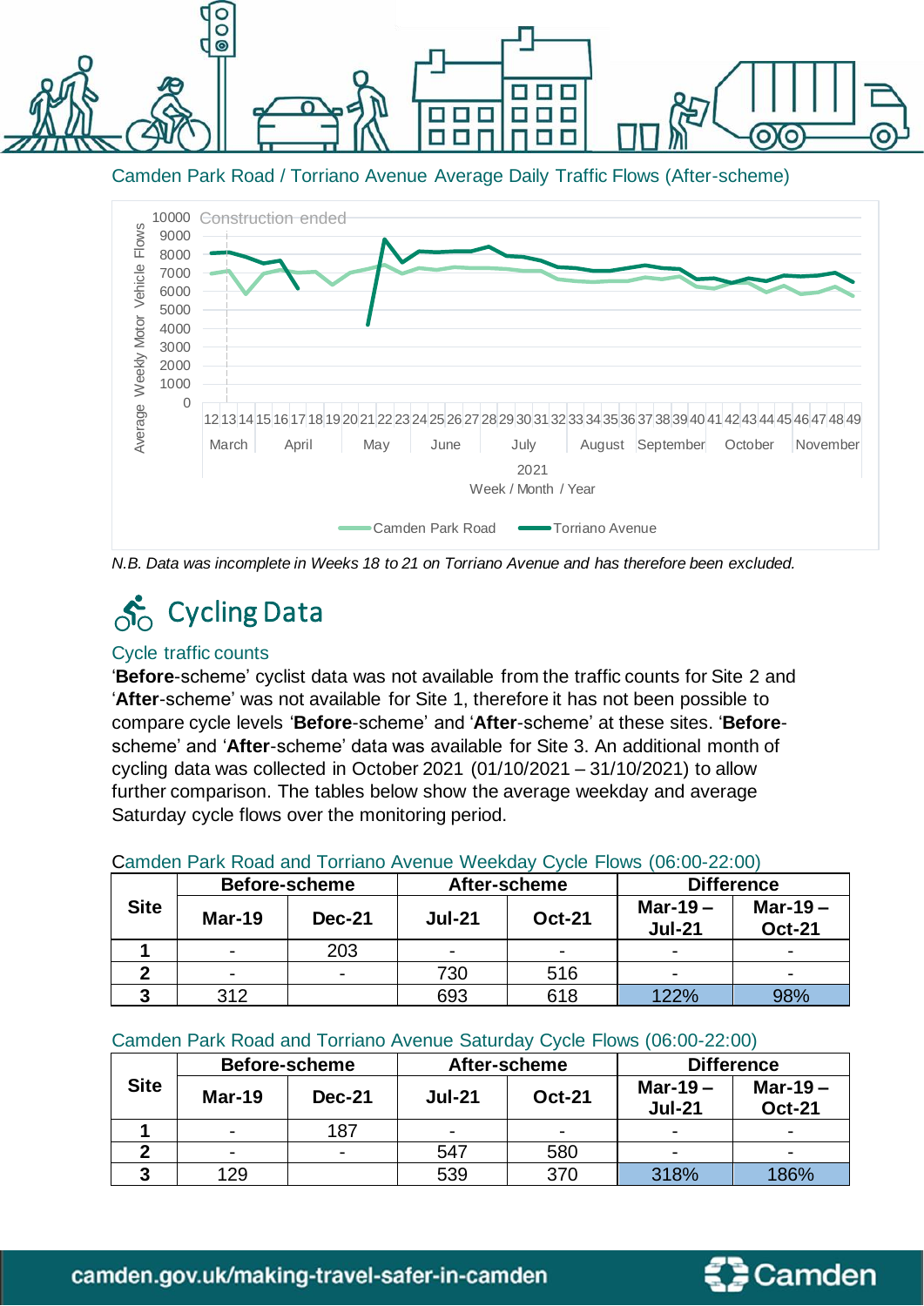Camden Park Road / Torriano Avenue Average Daily Traffic Flows (After-scheme)

*N.B. Data was incomplete in Weeks 18 to 21 on Torriano Avenue and has therefore been excluded.*

## Cycling Data

### Cycle traffic counts

'**Before**-scheme' cyclist data was not available from the traffic counts for Site 2 and '**After**-scheme' was not available for Site 1, therefore it has not been possible to compare cycle levels '**Before**-scheme' and '**After**-scheme' at these sites. '**Before**-scheme' and '**After**-scheme' data was available for Site 3. An additional month of cycling data was collected in October 2021 (01/10/2021 – 31/10/2021) to allow further comparison. The tables below show the average weekday and average Saturday cycle flows over the monitoring period.

Camden Park Road and Torriano Avenue Weekday Cycle Flows (06:00-22:00)

| Site | Before-scheme | | After-scheme | | Difference | |
|---|---|---|---|---|---|---|
| | Mar-19 | Dec-21 | Jul-21 | Oct-21 | Mar-19 – Jul-21 | Mar-19 – Oct-21 |
| 1 | - | 203 | - | - | - | - |
| 2 | - | - | 730 | 516 | - | - |
| 3 | 312 | | 693 | 618 | 122% | 98% |

Camden Park Road and Torriano Avenue Saturday Cycle Flows (06:00-22:00)

| Site | Before-scheme | | After-scheme | | Difference | |
|---|---|---|---|---|---|---|
| | Mar-19 | Dec-21 | Jul-21 | Oct-21 | Mar-19 – Jul-21 | Mar-19 – Oct-21 |
| 1 | - | 187 | - | - | - | - |
| 2 | - | - | 547 | 580 | - | - |
| 3 | 129 | | 539 | 370 | 318% | 186% |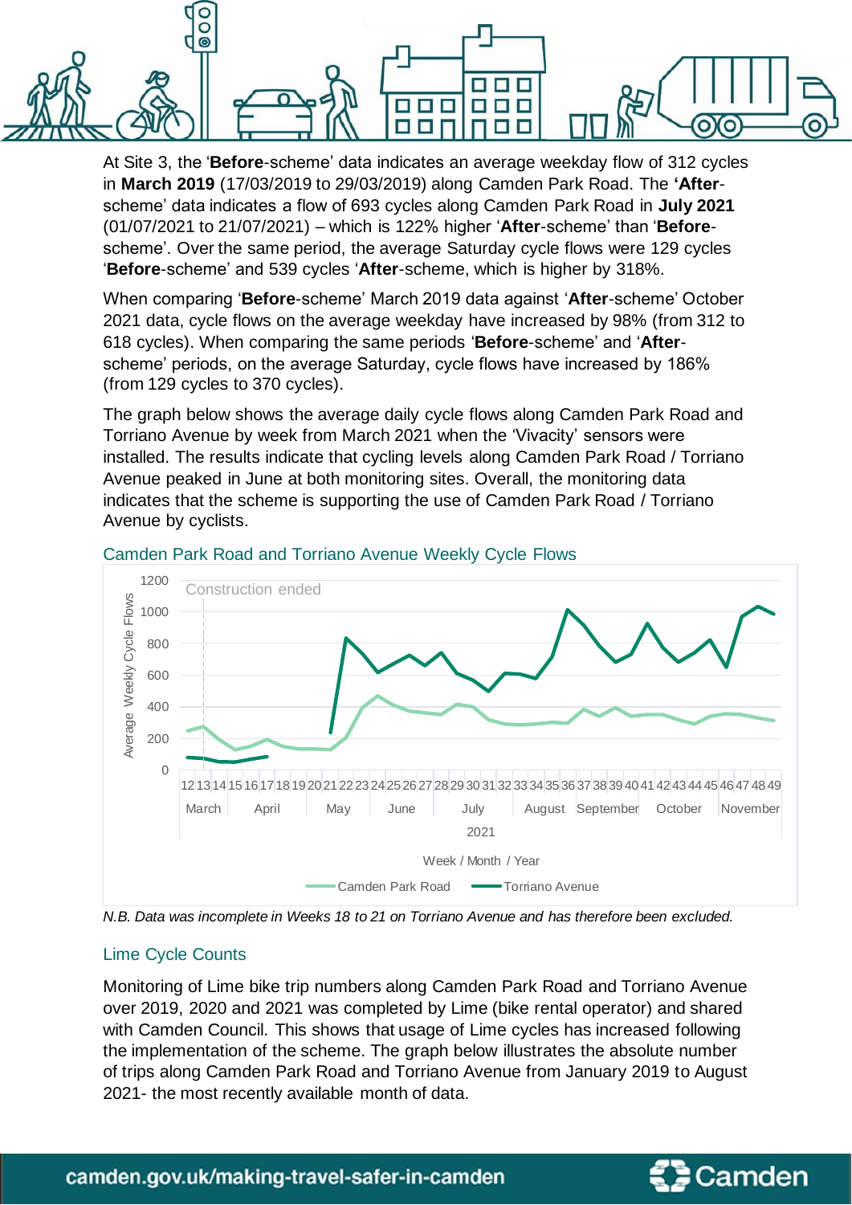At Site 3, the '**Before**-scheme' data indicates an average weekday flow of 312 cycles in **March 2019** (17/03/2019 to 29/03/2019) along Camden Park Road. The **'After**-scheme' data indicates a flow of 693 cycles along Camden Park Road in **July 2021** (01/07/2021 to 21/07/2021) – which is 122% higher '**After**-scheme' than '**Before**-scheme'. Over the same period, the average Saturday cycle flows were 129 cycles '**Before**-scheme' and 539 cycles '**After**-scheme, which is higher by 318%.

When comparing '**Before**-scheme' March 2019 data against '**After**-scheme' October 2021 data, cycle flows on the average weekday have increased by 98% (from 312 to 618 cycles). When comparing the same periods '**Before**-scheme' and '**After**-scheme' periods, on the average Saturday, cycle flows have increased by 186% (from 129 cycles to 370 cycles).

The graph below shows the average daily cycle flows along Camden Park Road and Torriano Avenue by week from March 2021 when the 'Vivacity' sensors were installed. The results indicate that cycling levels along Camden Park Road / Torriano Avenue peaked in June at both monitoring sites. Overall, the monitoring data indicates that the scheme is supporting the use of Camden Park Road / Torriano Avenue by cyclists.

### Camden Park Road and Torriano Avenue Weekly Cycle Flows

*N.B. Data was incomplete in Weeks 18 to 21 on Torriano Avenue and has therefore been excluded.*

### Lime Cycle Counts

Monitoring of Lime bike trip numbers along Camden Park Road and Torriano Avenue over 2019, 2020 and 2021 was completed by Lime (bike rental operator) and shared with Camden Council. This shows that usage of Lime cycles has increased following the implementation of the scheme. The graph below illustrates the absolute number of trips along Camden Park Road and Torriano Avenue from January 2019 to August 2021- the most recently available month of data.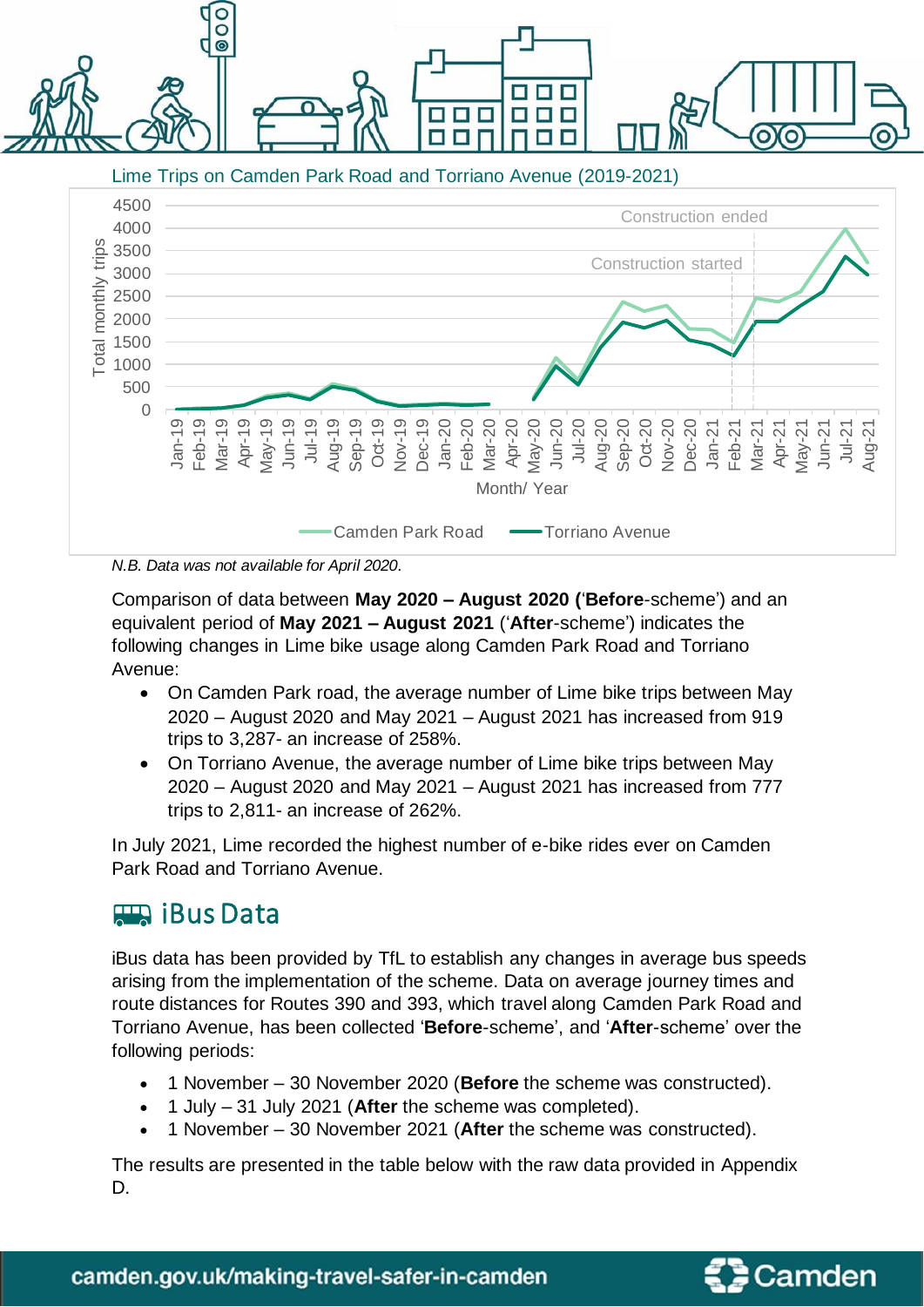Lime Trips on Camden Park Road and Torriano Avenue (2019-2021)

*N.B. Data was not available for April 2020.*

Comparison of data between **May 2020 – August 2020 (**'**Before**-scheme') and an equivalent period of **May 2021 – August 2021** ('**After**-scheme') indicates the following changes in Lime bike usage along Camden Park Road and Torriano Avenue:

- On Camden Park road, the average number of Lime bike trips between May 2020 – August 2020 and May 2021 – August 2021 has increased from 919 trips to 3,287- an increase of 258%.
- On Torriano Avenue, the average number of Lime bike trips between May 2020 – August 2020 and May 2021 – August 2021 has increased from 777 trips to 2,811- an increase of 262%.

In July 2021, Lime recorded the highest number of e-bike rides ever on Camden Park Road and Torriano Avenue.

## iBus Data

iBus data has been provided by TfL to establish any changes in average bus speeds arising from the implementation of the scheme. Data on average journey times and route distances for Routes 390 and 393, which travel along Camden Park Road and Torriano Avenue, has been collected '**Before**-scheme', and '**After**-scheme' over the following periods:

- 1 November – 30 November 2020 (**Before** the scheme was constructed).
- 1 July – 31 July 2021 (**After** the scheme was completed).
- 1 November – 30 November 2021 (**After** the scheme was constructed).

The results are presented in the table below with the raw data provided in Appendix D.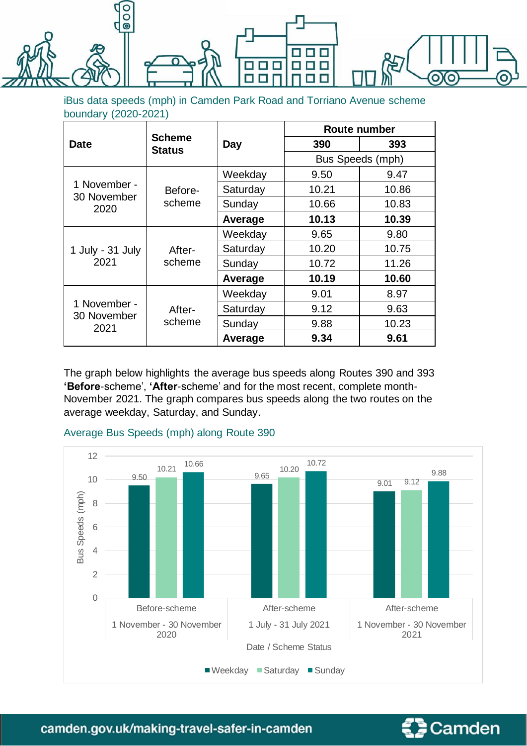iBus data speeds (mph) in Camden Park Road and Torriano Avenue scheme boundary (2020-2021)

| Date | Scheme Status | Day | Route number | |
|---|---|---|---|---|
| | | | 390 | 393 |
| | | | Bus Speeds (mph) | |
| 1 November - 30 November 2020 | Before-scheme | Weekday | 9.50 | 9.47 |
| | | Saturday | 10.21 | 10.86 |
| | | Sunday | 10.66 | 10.83 |
| | | **Average** | **10.13** | **10.39** |
| 1 July - 31 July 2021 | After-scheme | Weekday | 9.65 | 9.80 |
| | | Saturday | 10.20 | 10.75 |
| | | Sunday | 10.72 | 11.26 |
| | | **Average** | **10.19** | **10.60** |
| 1 November - 30 November 2021 | After-scheme | Weekday | 9.01 | 8.97 |
| | | Saturday | 9.12 | 9.63 |
| | | Sunday | 9.88 | 10.23 |
| | | **Average** | **9.34** | **9.61** |

The graph below highlights the average bus speeds along Routes 390 and 393 ‘**Before**-scheme’, ‘**After**-scheme’ and for the most recent, complete month- November 2021. The graph compares bus speeds along the two routes on the average weekday, Saturday, and Sunday.

Average Bus Speeds (mph) along Route 390

| Date / Scheme Status | Weekday | Saturday | Sunday |
|---|---|---|---|
| Before-scheme 1 November - 30 November 2020 | 9.50 | 10.21 | 10.66 |
| After-scheme 1 July - 31 July 2021 | 9.65 | 10.20 | 10.72 |
| After-scheme 1 November - 30 November 2021 | 9.01 | 9.12 | 9.88 |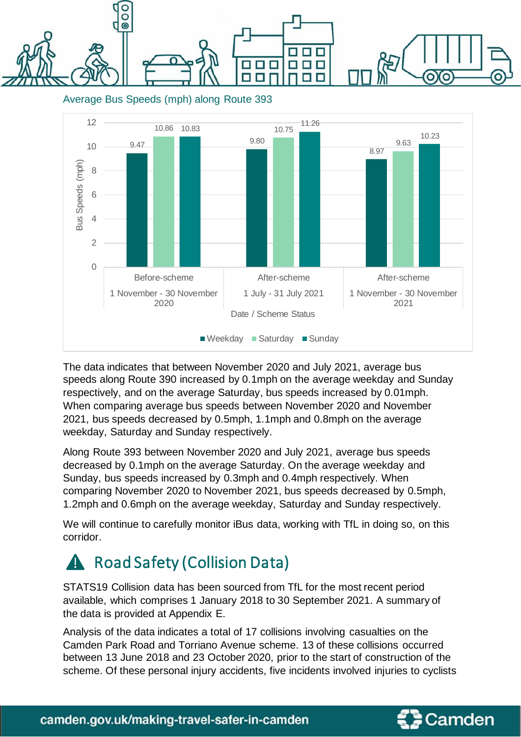Average Bus Speeds (mph) along Route 393

| Date / Scheme Status | Weekday | Saturday | Sunday |
|---|---|---|---|
| Before-scheme 1 November - 30 November 2020 | 9.47 | 10.86 | 10.83 |
| After-scheme 1 July - 31 July 2021 | 9.80 | 10.75 | 11.26 |
| After-scheme 1 November - 30 November 2021 | 8.97 | 9.63 | 10.23 |

The data indicates that between November 2020 and July 2021, average bus speeds along Route 390 increased by 0.1mph on the average weekday and Sunday respectively, and on the average Saturday, bus speeds increased by 0.01mph. When comparing average bus speeds between November 2020 and November 2021, bus speeds decreased by 0.5mph, 1.1mph and 0.8mph on the average weekday, Saturday and Sunday respectively.

Along Route 393 between November 2020 and July 2021, average bus speeds decreased by 0.1mph on the average Saturday. On the average weekday and Sunday, bus speeds increased by 0.3mph and 0.4mph respectively. When comparing November 2020 to November 2021, bus speeds decreased by 0.5mph, 1.2mph and 0.6mph on the average weekday, Saturday and Sunday respectively.

We will continue to carefully monitor iBus data, working with TfL in doing so, on this corridor.

## Road Safety (Collision Data)

STATS19 Collision data has been sourced from TfL for the most recent period available, which comprises 1 January 2018 to 30 September 2021. A summary of the data is provided at Appendix E.

Analysis of the data indicates a total of 17 collisions involving casualties on the Camden Park Road and Torriano Avenue scheme. 13 of these collisions occurred between 13 June 2018 and 23 October 2020, prior to the start of construction of the scheme. Of these personal injury accidents, five incidents involved injuries to cyclists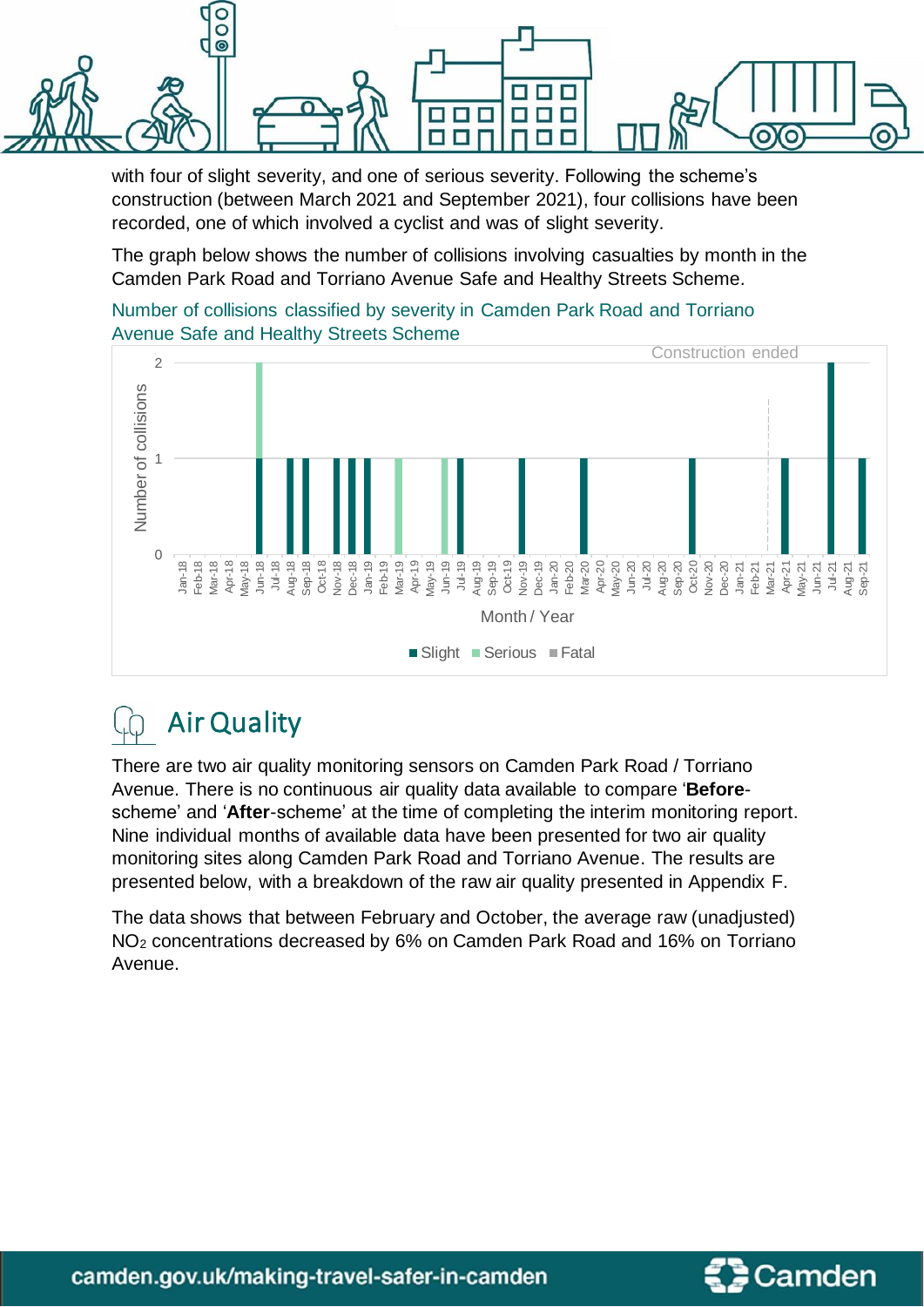with four of slight severity, and one of serious severity. Following the scheme's construction (between March 2021 and September 2021), four collisions have been recorded, one of which involved a cyclist and was of slight severity.

The graph below shows the number of collisions involving casualties by month in the Camden Park Road and Torriano Avenue Safe and Healthy Streets Scheme.

Number of collisions classified by severity in Camden Park Road and Torriano Avenue Safe and Healthy Streets Scheme

## Air Quality

There are two air quality monitoring sensors on Camden Park Road / Torriano Avenue. There is no continuous air quality data available to compare '**Before**-scheme' and '**After**-scheme' at the time of completing the interim monitoring report. Nine individual months of available data have been presented for two air quality monitoring sites along Camden Park Road and Torriano Avenue. The results are presented below, with a breakdown of the raw air quality presented in Appendix F.

The data shows that between February and October, the average raw (unadjusted) $NO_2$ concentrations decreased by 6% on Camden Park Road and 16% on Torriano Avenue.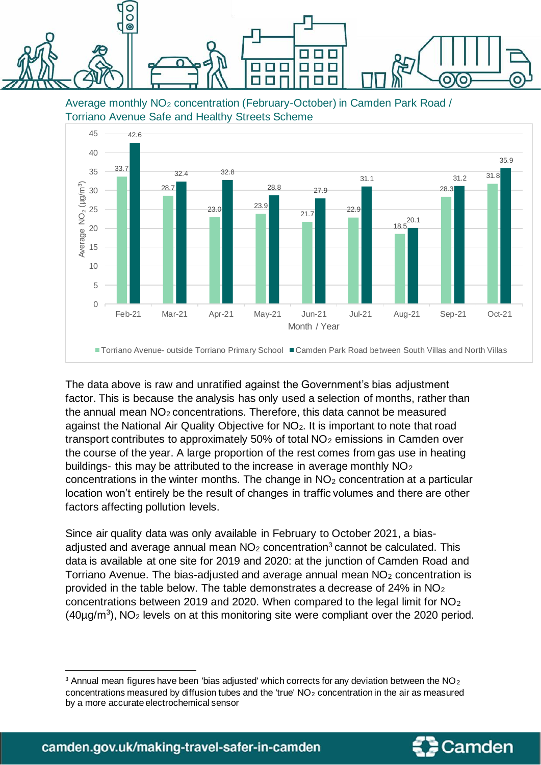Average monthly $NO_2$ concentration (February-October) in Camden Park Road / Torriano Avenue Safe and Healthy Streets Scheme

| Month / Year | Torriano Avenue- outside Torriano Primary School | Camden Park Road between South Villas and North Villas |
|---|---|---|
| Feb-21 | 33.7 | 42.6 |
| Mar-21 | 28.7 | 32.4 |
| Apr-21 | 23.0 | 32.8 |
| May-21 | 23.9 | 28.8 |
| Jun-21 | 21.7 | 27.9 |
| Jul-21 | 22.9 | 31.1 |
| Aug-21 | 18.5 | 20.1 |
| Sep-21 | 28.3 | 31.2 |
| Oct-21 | 31.8 | 35.9 |

Average $NO_2$ (µg/m³)

The data above is raw and unratified against the Government's bias adjustment factor. This is because the analysis has only used a selection of months, rather than the annual mean $NO_2$ concentrations. Therefore, this data cannot be measured against the National Air Quality Objective for $NO_2$. It is important to note that road transport contributes to approximately 50% of total $NO_2$ emissions in Camden over the course of the year. A large proportion of the rest comes from gas use in heating buildings- this may be attributed to the increase in average monthly $NO_2$ concentrations in the winter months. The change in $NO_2$ concentration at a particular location won't entirely be the result of changes in traffic volumes and there are other factors affecting pollution levels.

Since air quality data was only available in February to October 2021, a bias-adjusted and average annual mean $NO_2$ concentration[3] cannot be calculated. This data is available at one site for 2019 and 2020: at the junction of Camden Road and Torriano Avenue. The bias-adjusted and average annual mean $NO_2$ concentration is provided in the table below. The table demonstrates a decrease of 24% in $NO_2$ concentrations between 2019 and 2020. When compared to the legal limit for $NO_2$ (40µg/m³), $NO_2$ levels on at this monitoring site were compliant over the 2020 period.

[3] Annual mean figures have been 'bias adjusted' which corrects for any deviation between the $NO_2$ concentrations measured by diffusion tubes and the 'true' $NO_2$ concentration in the air as measured by a more accurate electrochemical sensor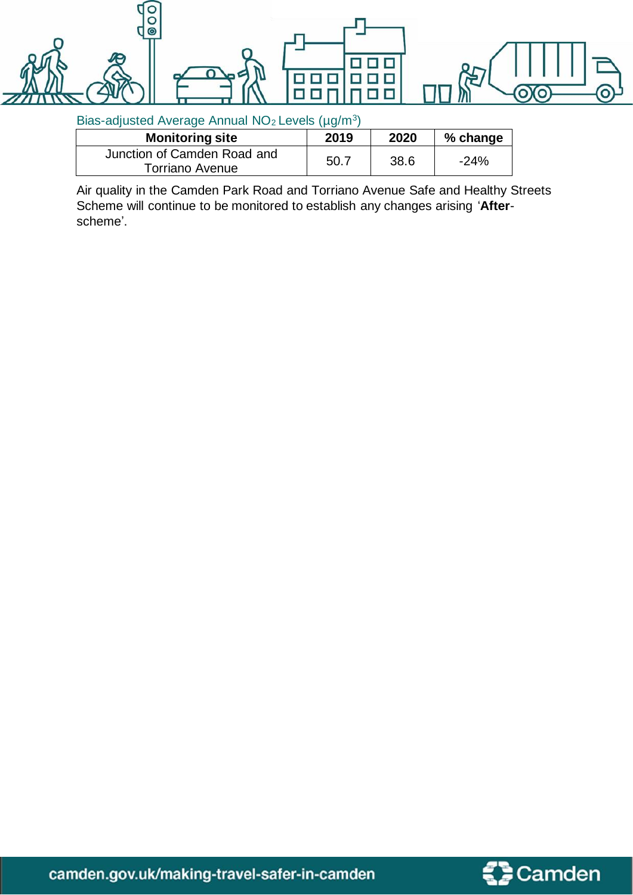Bias-adjusted Average Annual $NO_2$ Levels ($\mu g/m^3$)

| Monitoring site | 2019 | 2020 | % change |
|---|---|---|---|
| Junction of Camden Road and Torriano Avenue | 50.7 | 38.6 | -24% |

Air quality in the Camden Park Road and Torriano Avenue Safe and Healthy Streets Scheme will continue to be monitored to establish any changes arising ‘**After**-scheme’.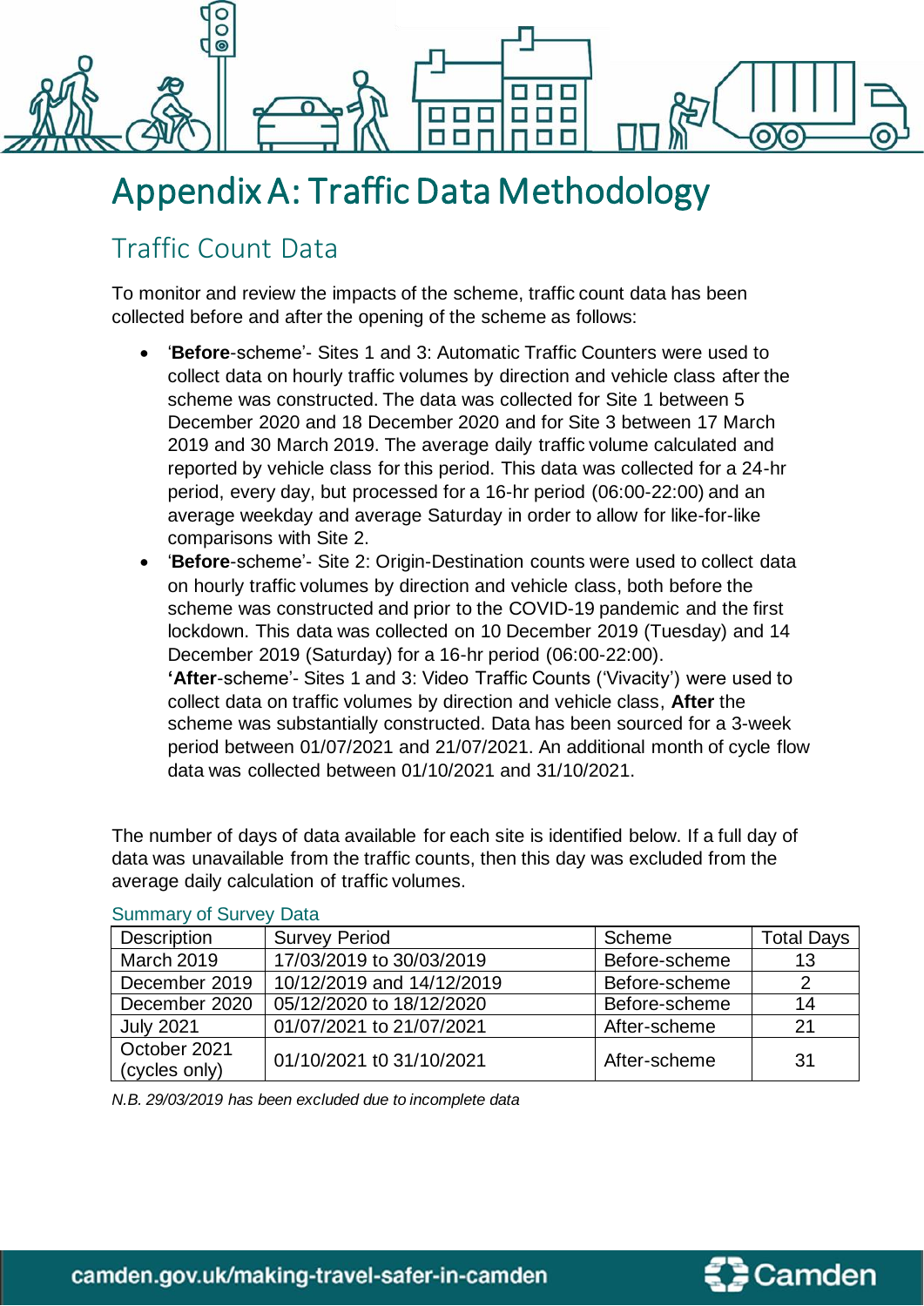# Appendix A: Traffic Data Methodology

## Traffic Count Data

To monitor and review the impacts of the scheme, traffic count data has been collected before and after the opening of the scheme as follows:

- '**Before**-scheme'- Sites 1 and 3: Automatic Traffic Counters were used to collect data on hourly traffic volumes by direction and vehicle class after the scheme was constructed. The data was collected for Site 1 between 5 December 2020 and 18 December 2020 and for Site 3 between 17 March 2019 and 30 March 2019. The average daily traffic volume calculated and reported by vehicle class for this period. This data was collected for a 24-hr period, every day, but processed for a 16-hr period (06:00-22:00) and an average weekday and average Saturday in order to allow for like-for-like comparisons with Site 2.
- '**Before**-scheme'- Site 2: Origin-Destination counts were used to collect data on hourly traffic volumes by direction and vehicle class, both before the scheme was constructed and prior to the COVID-19 pandemic and the first lockdown. This data was collected on 10 December 2019 (Tuesday) and 14 December 2019 (Saturday) for a 16-hr period (06:00-22:00).
  **'After**-scheme'- Sites 1 and 3: Video Traffic Counts ('Vivacity') were used to collect data on traffic volumes by direction and vehicle class, **After** the scheme was substantially constructed. Data has been sourced for a 3-week period between 01/07/2021 and 21/07/2021. An additional month of cycle flow data was collected between 01/10/2021 and 31/10/2021.

The number of days of data available for each site is identified below. If a full day of data was unavailable from the traffic counts, then this day was excluded from the average daily calculation of traffic volumes.

### Summary of Survey Data

| Description | Survey Period | Scheme | Total Days |
|---|---|---|---|
| March 2019 | 17/03/2019 to 30/03/2019 | Before-scheme | 13 |
| December 2019 | 10/12/2019 and 14/12/2019 | Before-scheme | 2 |
| December 2020 | 05/12/2020 to 18/12/2020 | Before-scheme | 14 |
| July 2021 | 01/07/2021 to 21/07/2021 | After-scheme | 21 |
| October 2021 (cycles only) | 01/10/2021 t0 31/10/2021 | After-scheme | 31 |

*N.B. 29/03/2019 has been excluded due to incomplete data*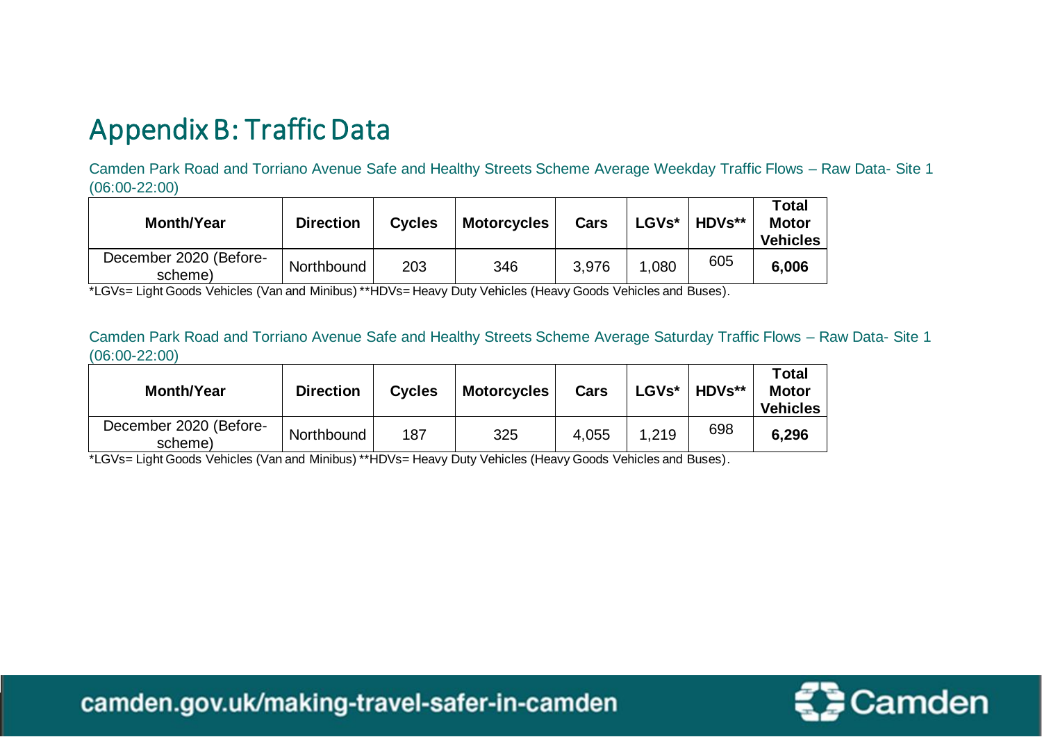# Appendix B: Traffic Data

Camden Park Road and Torriano Avenue Safe and Healthy Streets Scheme Average Weekday Traffic Flows – Raw Data- Site 1 (06:00-22:00)

| Month/Year | Direction | Cycles | Motorcycles | Cars | LGVs* | HDVs** | Total Motor Vehicles |
|---|---|---|---|---|---|---|---|
| December 2020 (Before-scheme) | Northbound | 203 | 346 | 3,976 | 1,080 | 605 | **6,006** |

*LGVs= Light Goods Vehicles (Van and Minibus) **HDVs= Heavy Duty Vehicles (Heavy Goods Vehicles and Buses).

Camden Park Road and Torriano Avenue Safe and Healthy Streets Scheme Average Saturday Traffic Flows – Raw Data- Site 1 (06:00-22:00)

| Month/Year | Direction | Cycles | Motorcycles | Cars | LGVs* | HDVs** | Total Motor Vehicles |
|---|---|---|---|---|---|---|---|
| December 2020 (Before-scheme) | Northbound | 187 | 325 | 4,055 | 1,219 | 698 | **6,296** |

*LGVs= Light Goods Vehicles (Van and Minibus) **HDVs= Heavy Duty Vehicles (Heavy Goods Vehicles and Buses).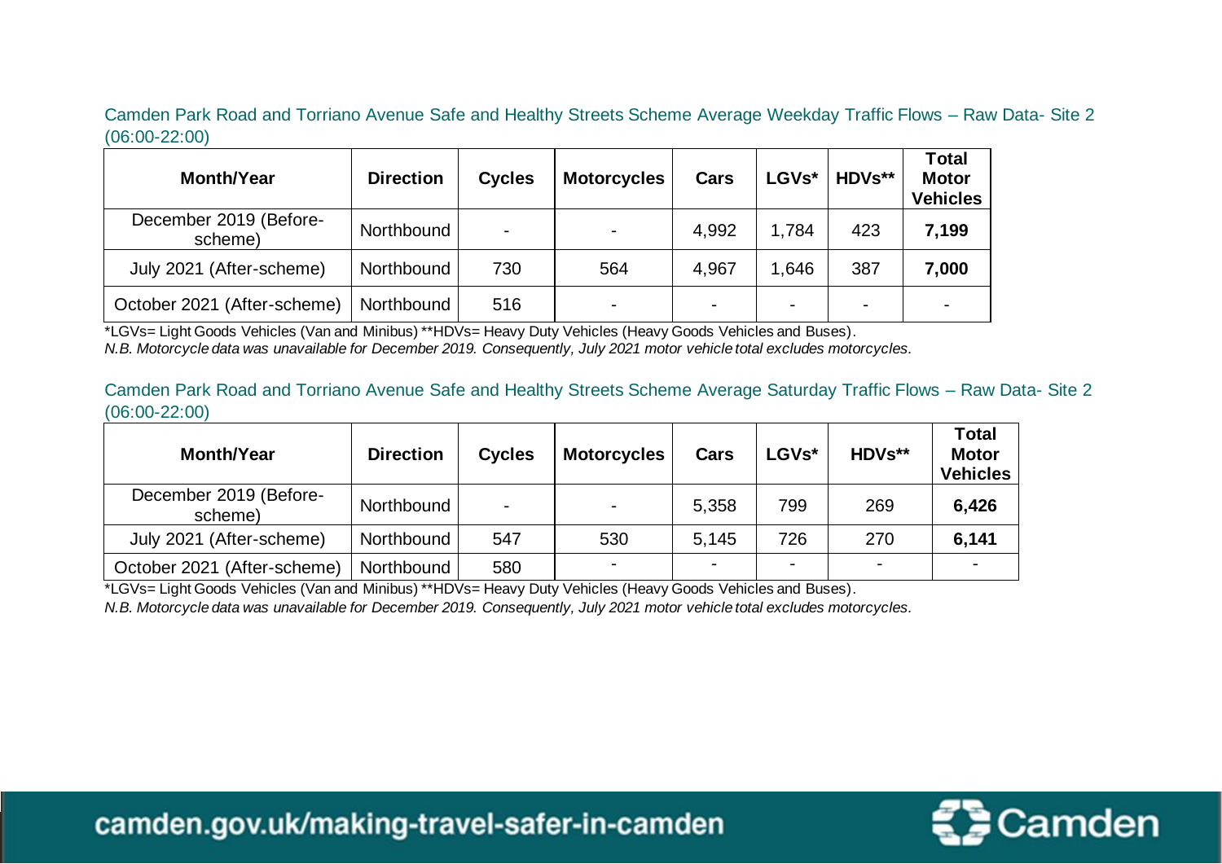Camden Park Road and Torriano Avenue Safe and Healthy Streets Scheme Average Weekday Traffic Flows – Raw Data- Site 2 (06:00-22:00)

| Month/Year | Direction | Cycles | Motorcycles | Cars | LGVs* | HDVs** | Total Motor Vehicles |
|---|---|---|---|---|---|---|---|
| December 2019 (Before-scheme) | Northbound | - | - | 4,992 | 1,784 | 423 | **7,199** |
| July 2021 (After-scheme) | Northbound | 730 | 564 | 4,967 | 1,646 | 387 | **7,000** |
| October 2021 (After-scheme) | Northbound | 516 | - | - | - | - | - |

*LGVs= Light Goods Vehicles (Van and Minibus) **HDVs= Heavy Duty Vehicles (Heavy Goods Vehicles and Buses).

*N.B. Motorcycle data was unavailable for December 2019. Consequently, July 2021 motor vehicle total excludes motorcycles.*

Camden Park Road and Torriano Avenue Safe and Healthy Streets Scheme Average Saturday Traffic Flows – Raw Data- Site 2 (06:00-22:00)

| Month/Year | Direction | Cycles | Motorcycles | Cars | LGVs* | HDVs** | Total Motor Vehicles |
|---|---|---|---|---|---|---|---|
| December 2019 (Before-scheme) | Northbound | - | - | 5,358 | 799 | 269 | **6,426** |
| July 2021 (After-scheme) | Northbound | 547 | 530 | 5,145 | 726 | 270 | **6,141** |
| October 2021 (After-scheme) | Northbound | 580 | - | - | - | - | - |

*LGVs= Light Goods Vehicles (Van and Minibus) **HDVs= Heavy Duty Vehicles (Heavy Goods Vehicles and Buses).

*N.B. Motorcycle data was unavailable for December 2019. Consequently, July 2021 motor vehicle total excludes motorcycles.*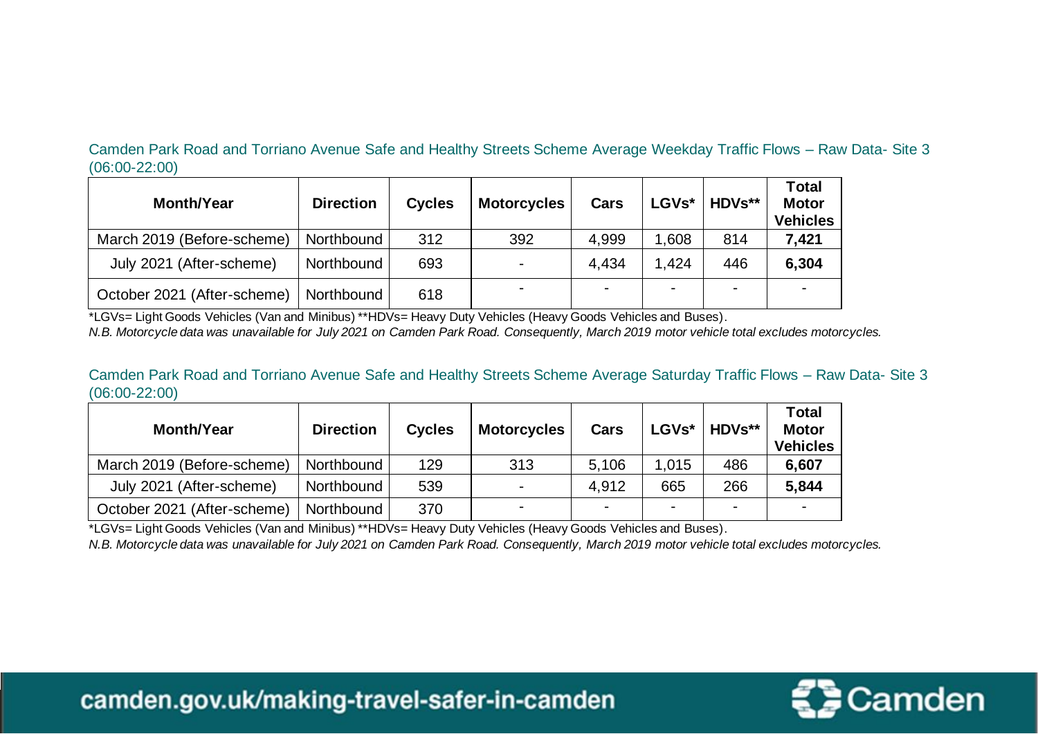Camden Park Road and Torriano Avenue Safe and Healthy Streets Scheme Average Weekday Traffic Flows – Raw Data- Site 3 (06:00-22:00)

| Month/Year | Direction | Cycles | Motorcycles | Cars | LGVs* | HDVs** | Total Motor Vehicles |
|---|---|---|---|---|---|---|---|
| March 2019 (Before-scheme) | Northbound | 312 | 392 | 4,999 | 1,608 | 814 | **7,421** |
| July 2021 (After-scheme) | Northbound | 693 | - | 4,434 | 1,424 | 446 | **6,304** |
| October 2021 (After-scheme) | Northbound | 618 | - | - | - | - | - |

*LGVs= Light Goods Vehicles (Van and Minibus) **HDVs= Heavy Duty Vehicles (Heavy Goods Vehicles and Buses).

*N.B. Motorcycle data was unavailable for July 2021 on Camden Park Road. Consequently, March 2019 motor vehicle total excludes motorcycles.*

Camden Park Road and Torriano Avenue Safe and Healthy Streets Scheme Average Saturday Traffic Flows – Raw Data- Site 3 (06:00-22:00)

| Month/Year | Direction | Cycles | Motorcycles | Cars | LGVs* | HDVs** | Total Motor Vehicles |
|---|---|---|---|---|---|---|---|
| March 2019 (Before-scheme) | Northbound | 129 | 313 | 5,106 | 1,015 | 486 | **6,607** |
| July 2021 (After-scheme) | Northbound | 539 | - | 4,912 | 665 | 266 | **5,844** |
| October 2021 (After-scheme) | Northbound | 370 | - | - | - | - | - |

*LGVs= Light Goods Vehicles (Van and Minibus) **HDVs= Heavy Duty Vehicles (Heavy Goods Vehicles and Buses).

*N.B. Motorcycle data was unavailable for July 2021 on Camden Park Road. Consequently, March 2019 motor vehicle total excludes motorcycles.*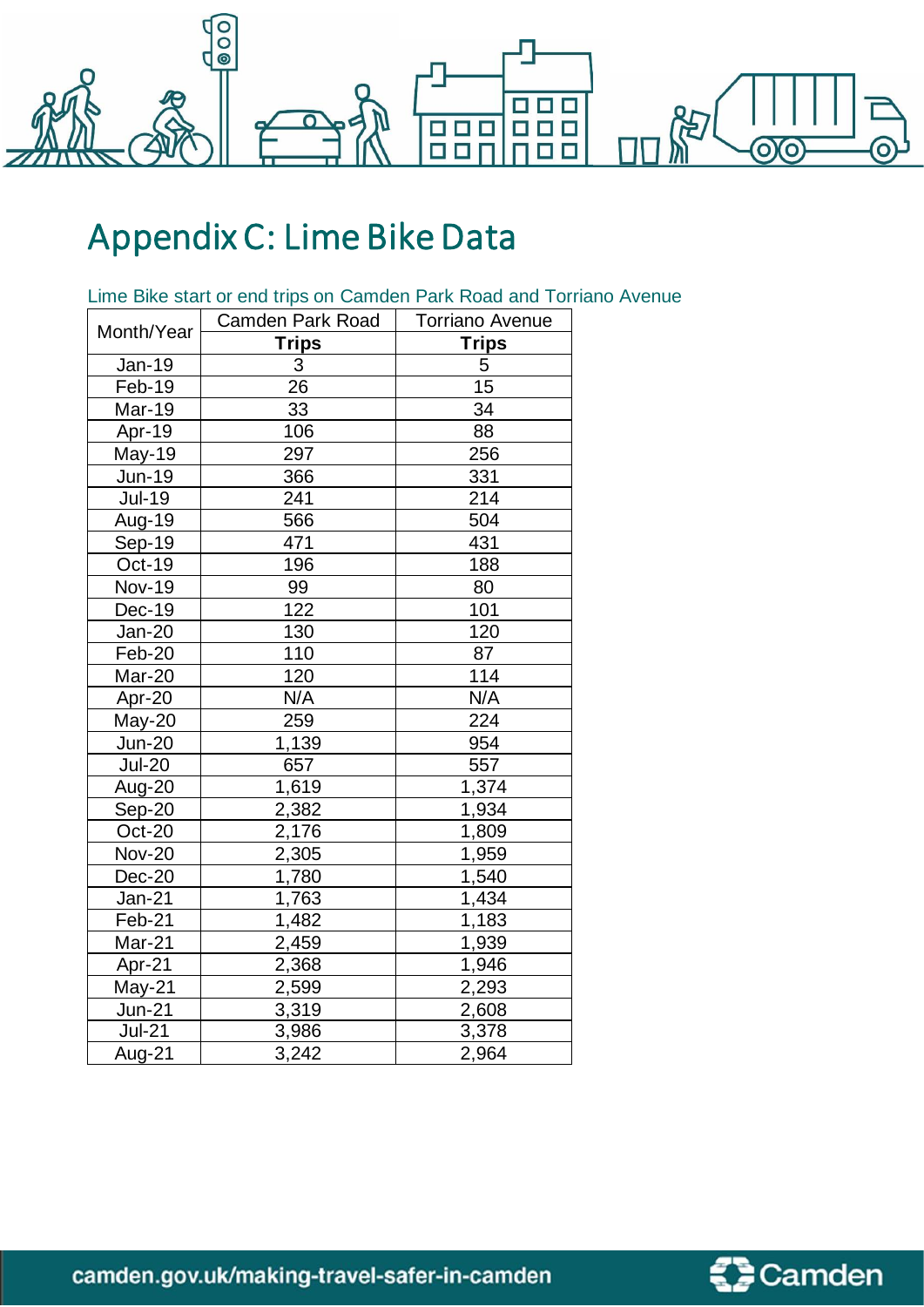# Appendix C: Lime Bike Data

Lime Bike start or end trips on Camden Park Road and Torriano Avenue

| Month/Year | Camden Park Road | Torriano Avenue |
|---|---|---|
| | **Trips** | **Trips** |
| Jan-19 | 3 | 5 |
| Feb-19 | 26 | 15 |
| Mar-19 | 33 | 34 |
| Apr-19 | 106 | 88 |
| May-19 | 297 | 256 |
| Jun-19 | 366 | 331 |
| Jul-19 | 241 | 214 |
| Aug-19 | 566 | 504 |
| Sep-19 | 471 | 431 |
| Oct-19 | 196 | 188 |
| Nov-19 | 99 | 80 |
| Dec-19 | 122 | 101 |
| Jan-20 | 130 | 120 |
| Feb-20 | 110 | 87 |
| Mar-20 | 120 | 114 |
| Apr-20 | N/A | N/A |
| May-20 | 259 | 224 |
| Jun-20 | 1,139 | 954 |
| Jul-20 | 657 | 557 |
| Aug-20 | 1,619 | 1,374 |
| Sep-20 | 2,382 | 1,934 |
| Oct-20 | 2,176 | 1,809 |
| Nov-20 | 2,305 | 1,959 |
| Dec-20 | 1,780 | 1,540 |
| Jan-21 | 1,763 | 1,434 |
| Feb-21 | 1,482 | 1,183 |
| Mar-21 | 2,459 | 1,939 |
| Apr-21 | 2,368 | 1,946 |
| May-21 | 2,599 | 2,293 |
| Jun-21 | 3,319 | 2,608 |
| Jul-21 | 3,986 | 3,378 |
| Aug-21 | 3,242 | 2,964 |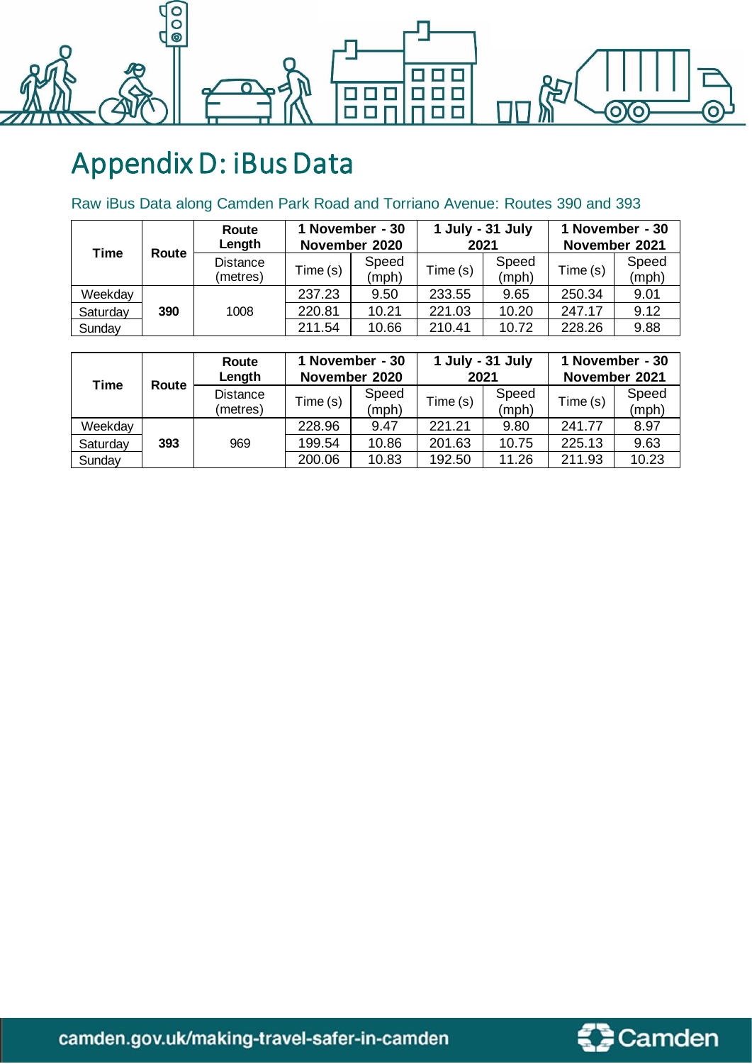# Appendix D: iBus Data

Raw iBus Data along Camden Park Road and Torriano Avenue: Routes 390 and 393

| Time | Route | Route Length | 1 November - 30 November 2020 | | 1 July - 31 July 2021 | | 1 November - 30 November 2021 | |
|---|---|---|---|---|---|---|---|---|
| | | Distance (metres) | Time (s) | Speed (mph) | Time (s) | Speed (mph) | Time (s) | Speed (mph) |
| Weekday | 390 | 1008 | 237.23 | 9.50 | 233.55 | 9.65 | 250.34 | 9.01 |
| Saturday | | | 220.81 | 10.21 | 221.03 | 10.20 | 247.17 | 9.12 |
| Sunday | | | 211.54 | 10.66 | 210.41 | 10.72 | 228.26 | 9.88 |

| Time | Route | Route Length | 1 November - 30 November 2020 | | 1 July - 31 July 2021 | | 1 November - 30 November 2021 | |
|---|---|---|---|---|---|---|---|---|
| | | Distance (metres) | Time (s) | Speed (mph) | Time (s) | Speed (mph) | Time (s) | Speed (mph) |
| Weekday | 393 | 969 | 228.96 | 9.47 | 221.21 | 9.80 | 241.77 | 8.97 |
| Saturday | | | 199.54 | 10.86 | 201.63 | 10.75 | 225.13 | 9.63 |
| Sunday | | | 200.06 | 10.83 | 192.50 | 11.26 | 211.93 | 10.23 |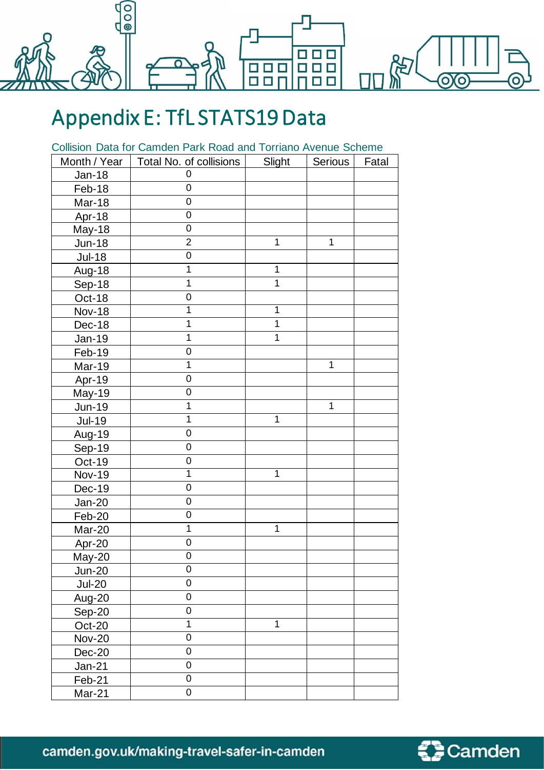# Appendix E: TfL STATS19 Data

Collision Data for Camden Park Road and Torriano Avenue Scheme

| Month / Year | Total No. of collisions | Slight | Serious | Fatal |
|---|---|---|---|---|
| Jan-18 | 0 | | | |
| Feb-18 | 0 | | | |
| Mar-18 | 0 | | | |
| Apr-18 | 0 | | | |
| May-18 | 0 | | | |
| Jun-18 | 2 | 1 | 1 | |
| Jul-18 | 0 | | | |
| Aug-18 | 1 | 1 | | |
| Sep-18 | 1 | 1 | | |
| Oct-18 | 0 | | | |
| Nov-18 | 1 | 1 | | |
| Dec-18 | 1 | 1 | | |
| Jan-19 | 1 | 1 | | |
| Feb-19 | 0 | | | |
| Mar-19 | 1 | | 1 | |
| Apr-19 | 0 | | | |
| May-19 | 0 | | | |
| Jun-19 | 1 | | 1 | |
| Jul-19 | 1 | 1 | | |
| Aug-19 | 0 | | | |
| Sep-19 | 0 | | | |
| Oct-19 | 0 | | | |
| Nov-19 | 1 | 1 | | |
| Dec-19 | 0 | | | |
| Jan-20 | 0 | | | |
| Feb-20 | 0 | | | |
| Mar-20 | 1 | 1 | | |
| Apr-20 | 0 | | | |
| May-20 | 0 | | | |
| Jun-20 | 0 | | | |
| Jul-20 | 0 | | | |
| Aug-20 | 0 | | | |
| Sep-20 | 0 | | | |
| Oct-20 | 1 | 1 | | |
| Nov-20 | 0 | | | |
| Dec-20 | 0 | | | |
| Jan-21 | 0 | | | |
| Feb-21 | 0 | | | |
| Mar-21 | 0 | | | |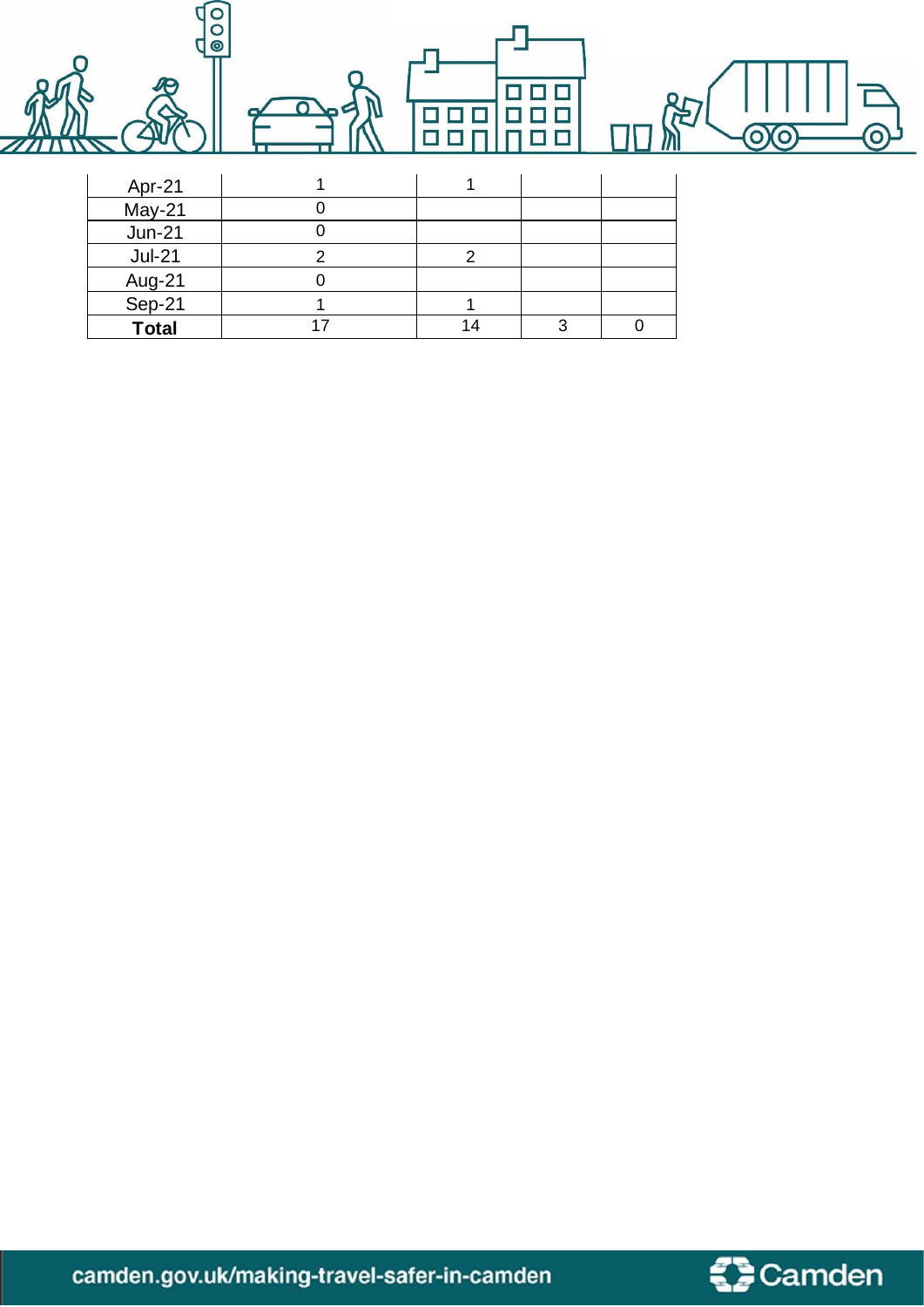| | | | | |
|---|---|---|---|---|
| Apr-21 | 1 | 1 | | |
| May-21 | 0 | | | |
| Jun-21 | 0 | | | |
| Jul-21 | 2 | 2 | | |
| Aug-21 | 0 | | | |
| Sep-21 | 1 | 1 | | |
| **Total** | 17 | 14 | 3 | 0 |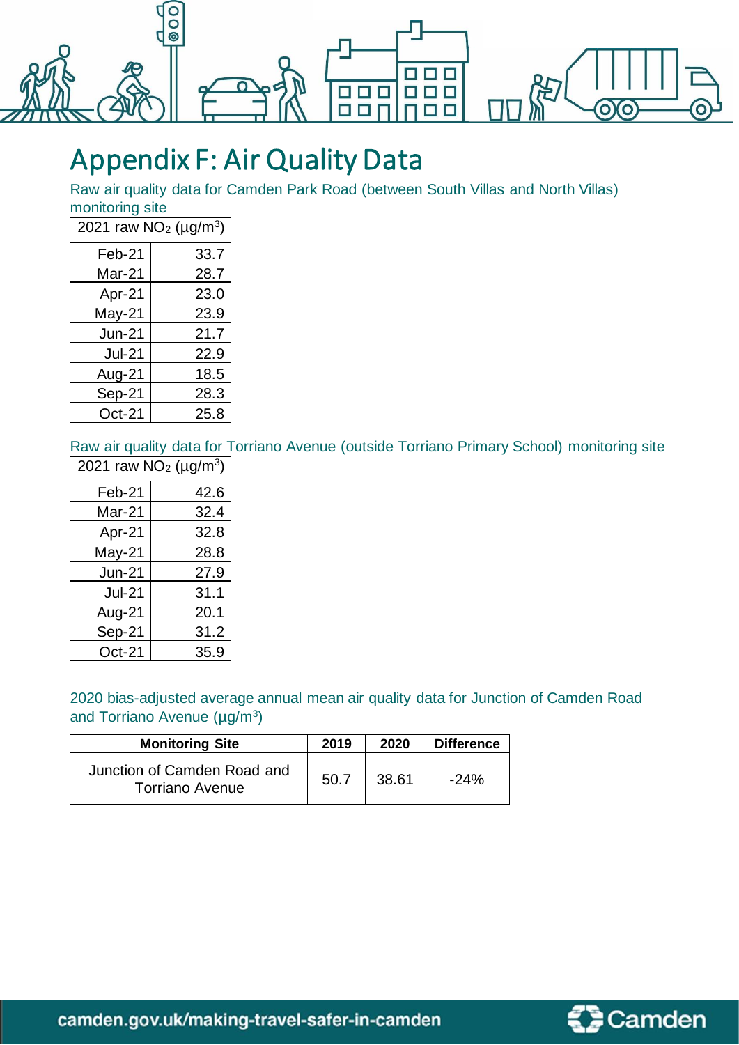# Appendix F: Air Quality Data

Raw air quality data for Camden Park Road (between South Villas and North Villas) monitoring site

| 2021 raw $NO_2$ (µg/m$^3$) | |
|---|---|
| Feb-21 | 33.7 |
| Mar-21 | 28.7 |
| Apr-21 | 23.0 |
| May-21 | 23.9 |
| Jun-21 | 21.7 |
| Jul-21 | 22.9 |
| Aug-21 | 18.5 |
| Sep-21 | 28.3 |
| Oct-21 | 25.8 |

Raw air quality data for Torriano Avenue (outside Torriano Primary School) monitoring site

| 2021 raw $NO_2$ (µg/m$^3$) | |
|---|---|
| Feb-21 | 42.6 |
| Mar-21 | 32.4 |
| Apr-21 | 32.8 |
| May-21 | 28.8 |
| Jun-21 | 27.9 |
| Jul-21 | 31.1 |
| Aug-21 | 20.1 |
| Sep-21 | 31.2 |
| Oct-21 | 35.9 |

2020 bias-adjusted average annual mean air quality data for Junction of Camden Road and Torriano Avenue (µg/m$^3$)

| Monitoring Site | 2019 | 2020 | Difference |
|---|---|---|---|
| Junction of Camden Road and Torriano Avenue | 50.7 | 38.61 | -24% |